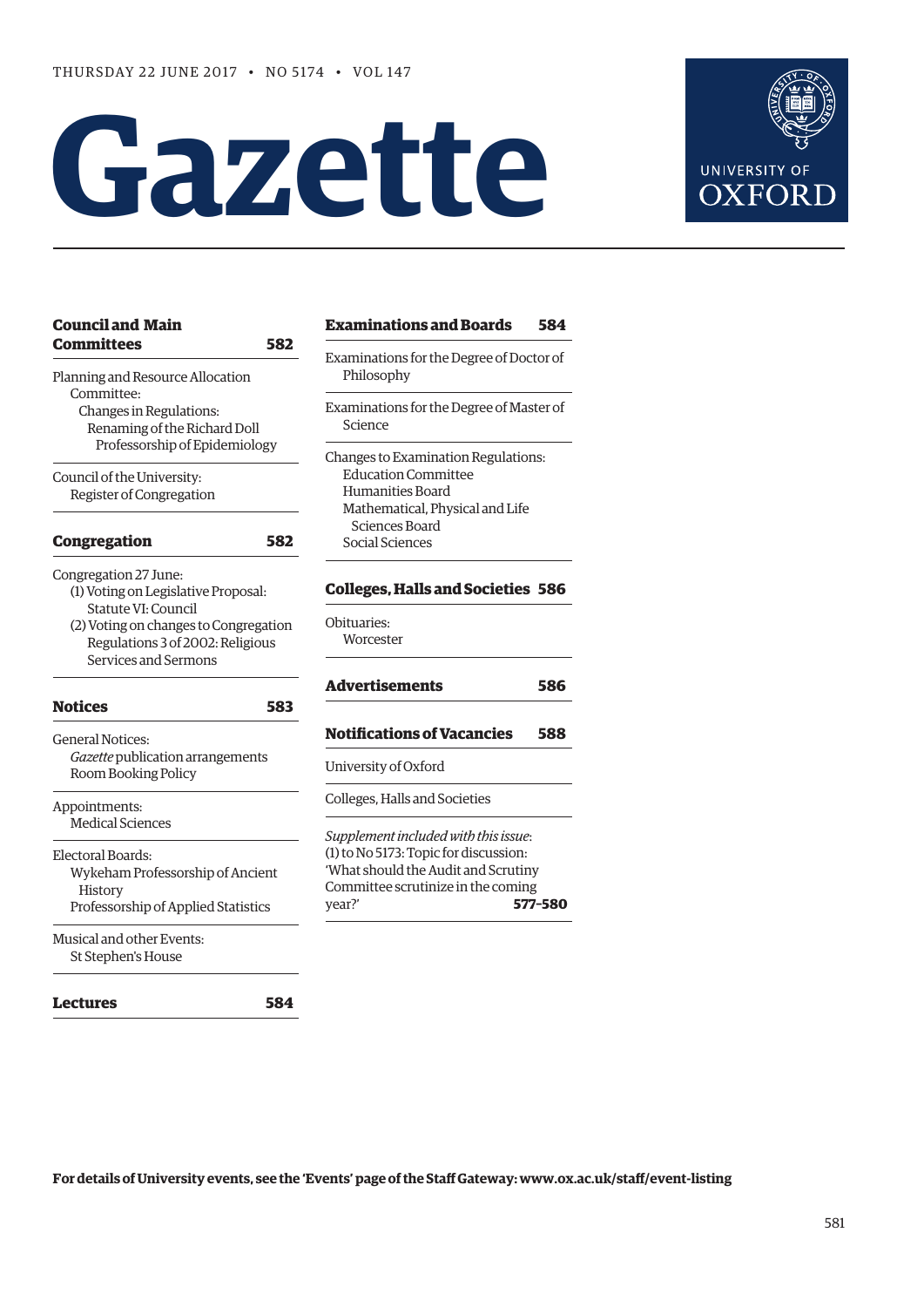THURSDAY 22 JUNE 2017 • NO 5174 • VOL 147

# Gazette

UNIVERSITY OF OXFORD

**Council and Main Committees** **582**

Planning and Resource Allocation Committee:
- Changes in Regulations:
  - Renaming of the Richard Doll Professorship of Epidemiology

Council of the University:
- Register of Congregation

**Congregation** **582**

Congregation 27 June:
- (1) Voting on Legislative Proposal: Statute VI: Council
- (2) Voting on changes to Congregation Regulations 3 of 2002: Religious Services and Sermons

**Notices** **583**

General Notices:
- *Gazette* publication arrangements
- Room Booking Policy

Appointments:
- Medical Sciences

Electoral Boards:
- Wykeham Professorship of Ancient History
- Professorship of Applied Statistics

Musical and other Events:
- St Stephen's House

**Lectures** **584**

**Examinations and Boards** **584**

Examinations for the Degree of Doctor of Philosophy

Examinations for the Degree of Master of Science

Changes to Examination Regulations:
- Education Committee
- Humanities Board
- Mathematical, Physical and Life Sciences Board
- Social Sciences

**Colleges, Halls and Societies** **586**

Obituaries:
- Worcester

**Advertisements** **586**

**Notifications of Vacancies** **588**

University of Oxford

Colleges, Halls and Societies

*Supplement included with this issue*:
(1) to No 5173: Topic for discussion: 'What should the Audit and Scrutiny Committee scrutinize in the coming year?' **577–580**

**For details of University events, see the 'Events' page of the Staff Gateway: www.ox.ac.uk/staff/event-listing**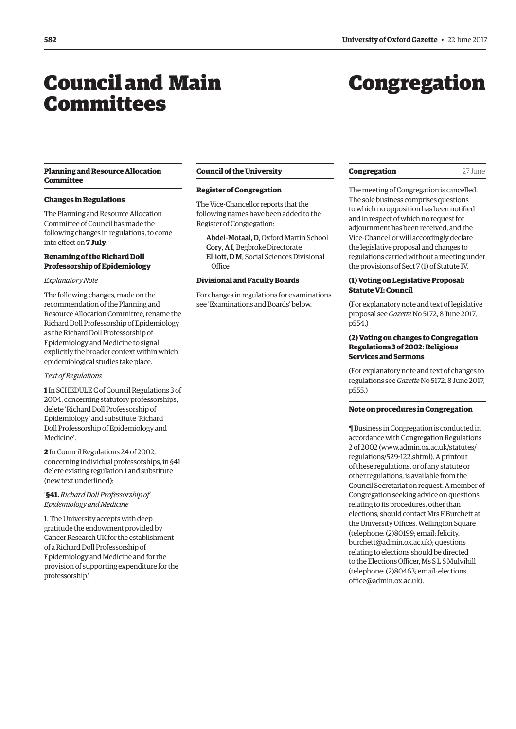# Council and Main Committees

## Planning and Resource Allocation Committee

### Changes in Regulations

The Planning and Resource Allocation Committee of Council has made the following changes in regulations, to come into effect on **7 July**.

#### Renaming of the Richard Doll Professorship of Epidemiology

*Explanatory Note*

The following changes, made on the recommendation of the Planning and Resource Allocation Committee, rename the Richard Doll Professorship of Epidemiology as the Richard Doll Professorship of Epidemiology and Medicine to signal explicitly the broader context within which epidemiological studies take place.

*Text of Regulations*

**1** In SCHEDULE C of Council Regulations 3 of 2004, concerning statutory professorships, delete 'Richard Doll Professorship of Epidemiology' and substitute 'Richard Doll Professorship of Epidemiology and Medicine'.

**2** In Council Regulations 24 of 2002, concerning individual professorships, in §41 delete existing regulation 1 and substitute (new text underlined):

'**§41.** *Richard Doll Professorship of Epidemiology <u>and Medicine</u>*

1. The University accepts with deep gratitude the endowment provided by Cancer Research UK for the establishment of a Richard Doll Professorship of Epidemiology <u>and Medicine</u> and for the provision of supporting expenditure for the professorship.'

## Council of the University

### Register of Congregation

The Vice-Chancellor reports that the following names have been added to the Register of Congregation:

**Abdel-Motaal, D**, Oxford Martin School
**Cory, A I**, Begbroke Directorate
**Elliott, D M**, Social Sciences Divisional Office

### Divisional and Faculty Boards

For changes in regulations for examinations see 'Examinations and Boards' below.

# Congregation

## Congregation 27 June

The meeting of Congregation is cancelled. The sole business comprises questions to which no opposition has been notified and in respect of which no request for adjournment has been received, and the Vice-Chancellor will accordingly declare the legislative proposal and changes to regulations carried without a meeting under the provisions of Sect 7 (1) of Statute IV.

### (1) Voting on Legislative Proposal: Statute VI: Council

(For explanatory note and text of legislative proposal see *Gazette* No 5172, 8 June 2017, p554.)

### (2) Voting on changes to Congregation Regulations 3 of 2002: Religious Services and Sermons

(For explanatory note and text of changes to regulations see *Gazette* No 5172, 8 June 2017, p555.)

## Note on procedures in Congregation

¶ Business in Congregation is conducted in accordance with Congregation Regulations 2 of 2002 (www.admin.ox.ac.uk/statutes/regulations/529-122.shtml). A printout of these regulations, or of any statute or other regulations, is available from the Council Secretariat on request. A member of Congregation seeking advice on questions relating to its procedures, other than elections, should contact Mrs F Burchett at the University Offices, Wellington Square (telephone: (2)80199; email: felicity.burchett@admin.ox.ac.uk); questions relating to elections should be directed to the Elections Officer, Ms S L S Mulvihill (telephone: (2)80463; email: elections.office@admin.ox.ac.uk).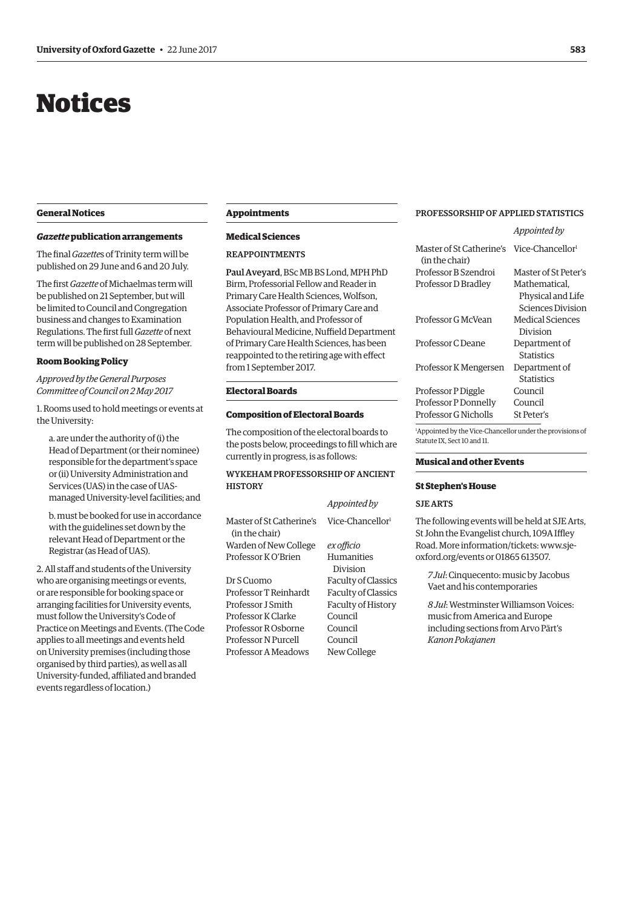# Notices

## General Notices

### *Gazette* publication arrangements

The final *Gazette*s of Trinity term will be published on 29 June and 6 and 20 July.

The first *Gazette* of Michaelmas term will be published on 21 September, but will be limited to Council and Congregation business and changes to Examination Regulations. The first full *Gazette* of next term will be published on 28 September.

### Room Booking Policy

*Approved by the General Purposes Committee of Council on 2 May 2017*

1. Rooms used to hold meetings or events at the University:

   a. are under the authority of (i) the Head of Department (or their nominee) responsible for the department's space or (ii) University Administration and Services (UAS) in the case of UAS-managed University-level facilities; and

   b. must be booked for use in accordance with the guidelines set down by the relevant Head of Department or the Registrar (as Head of UAS).

2. All staff and students of the University who are organising meetings or events, or are responsible for booking space or arranging facilities for University events, must follow the University's Code of Practice on Meetings and Events. (The Code applies to all meetings and events held on University premises (including those organised by third parties), as well as all University-funded, affiliated and branded events regardless of location.)

## Appointments

### Medical Sciences

REAPPOINTMENTS

**Paul Aveyard**, BSc MB BS Lond, MPH PhD Birm, Professorial Fellow and Reader in Primary Care Health Sciences, Wolfson, Associate Professor of Primary Care and Population Health, and Professor of Behavioural Medicine, Nuffield Department of Primary Care Health Sciences, has been reappointed to the retiring age with effect from 1 September 2017.

## Electoral Boards

### Composition of Electoral Boards

The composition of the electoral boards to the posts below, proceedings to fill which are currently in progress, is as follows:

WYKEHAM PROFESSORSHIP OF ANCIENT HISTORY

| | *Appointed by* |
|---|---|
| Master of St Catherine's (in the chair) | Vice-Chancellor[1] |
| Warden of New College | *ex officio* |
| Professor K O'Brien | Humanities Division |
| Dr S Cuomo | Faculty of Classics |
| Professor T Reinhardt | Faculty of Classics |
| Professor J Smith | Faculty of History |
| Professor K Clarke | Council |
| Professor R Osborne | Council |
| Professor N Purcell | Council |
| Professor A Meadows | New College |

PROFESSORSHIP OF APPLIED STATISTICS

| | *Appointed by* |
|---|---|
| Master of St Catherine's (in the chair) | Vice-Chancellor[1] |
| Professor B Szendroi | Master of St Peter's |
| Professor D Bradley | Mathematical, Physical and Life Sciences Division |
| Professor G McVean | Medical Sciences Division |
| Professor C Deane | Department of Statistics |
| Professor K Mengersen | Department of Statistics |
| Professor P Diggle | Council |
| Professor P Donnelly | Council |
| Professor G Nicholls | St Peter's |

[1]Appointed by the Vice-Chancellor under the provisions of Statute IX, Sect 10 and 11.

## Musical and other Events

### St Stephen's House

SJE ARTS

The following events will be held at SJE Arts, St John the Evangelist church, 109A Iffley Road. More information/tickets: www.sje-oxford.org/events or 01865 613507.

*7 Jul*: Cinquecento: music by Jacobus Vaet and his contemporaries

*8 Jul*: Westminster Williamson Voices: music from America and Europe including sections from Arvo Pärt's *Kanon Pokajanen*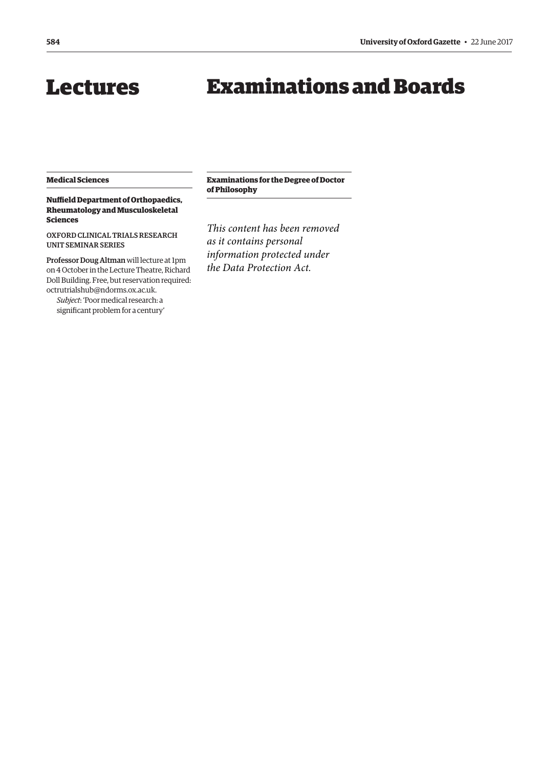# Lectures

## Medical Sciences

### Nuffield Department of Orthopaedics, Rheumatology and Musculoskeletal Sciences

OXFORD CLINICAL TRIALS RESEARCH UNIT SEMINAR SERIES

Professor Doug Altman will lecture at 1pm on 4 October in the Lecture Theatre, Richard Doll Building. Free, but reservation required: octrutrialshub@ndorms.ox.ac.uk.

*Subject*: 'Poor medical research: a significant problem for a century'

# Examinations and Boards

## Examinations for the Degree of Doctor of Philosophy

*This content has been removed as it contains personal information protected under the Data Protection Act.*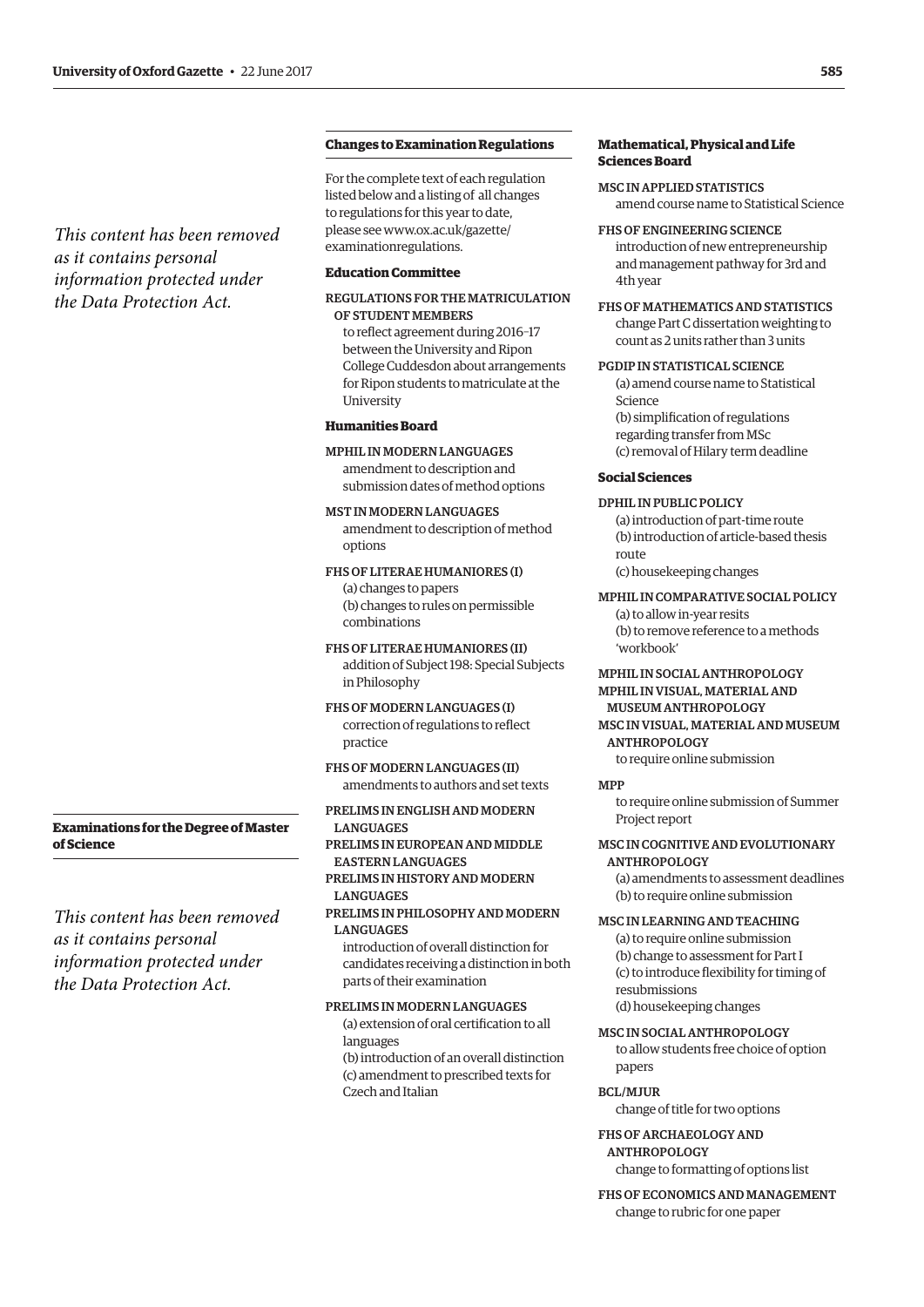*This content has been removed as it contains personal information protected under the Data Protection Act.*

## Examinations for the Degree of Master of Science

*This content has been removed as it contains personal information protected under the Data Protection Act.*

## Changes to Examination Regulations

For the complete text of each regulation listed below and a listing of all changes to regulations for this year to date, please see www.ox.ac.uk/gazette/examinationregulations.

### Education Committee

REGULATIONS FOR THE MATRICULATION OF STUDENT MEMBERS
to reflect agreement during 2016–17 between the University and Ripon College Cuddesdon about arrangements for Ripon students to matriculate at the University

### Humanities Board

MPHIL IN MODERN LANGUAGES
amendment to description and submission dates of method options

MST IN MODERN LANGUAGES
amendment to description of method options

FHS OF LITERAE HUMANIORES (I)
(a) changes to papers
(b) changes to rules on permissible combinations

FHS OF LITERAE HUMANIORES (II)
addition of Subject 198: Special Subjects in Philosophy

FHS OF MODERN LANGUAGES (I)
correction of regulations to reflect practice

FHS OF MODERN LANGUAGES (II)
amendments to authors and set texts

PRELIMS IN ENGLISH AND MODERN LANGUAGES
PRELIMS IN EUROPEAN AND MIDDLE EASTERN LANGUAGES
PRELIMS IN HISTORY AND MODERN LANGUAGES
PRELIMS IN PHILOSOPHY AND MODERN LANGUAGES
introduction of overall distinction for candidates receiving a distinction in both parts of their examination

PRELIMS IN MODERN LANGUAGES
(a) extension of oral certification to all languages
(b) introduction of an overall distinction
(c) amendment to prescribed texts for Czech and Italian

### Mathematical, Physical and Life Sciences Board

MSC IN APPLIED STATISTICS
amend course name to Statistical Science

FHS OF ENGINEERING SCIENCE
introduction of new entrepreneurship and management pathway for 3rd and 4th year

FHS OF MATHEMATICS AND STATISTICS
change Part C dissertation weighting to count as 2 units rather than 3 units

PGDIP IN STATISTICAL SCIENCE
(a) amend course name to Statistical Science
(b) simplification of regulations regarding transfer from MSc
(c) removal of Hilary term deadline

### Social Sciences

DPHIL IN PUBLIC POLICY
(a) introduction of part-time route
(b) introduction of article-based thesis route
(c) housekeeping changes

MPHIL IN COMPARATIVE SOCIAL POLICY
(a) to allow in-year resits
(b) to remove reference to a methods 'workbook'

MPHIL IN SOCIAL ANTHROPOLOGY
MPHIL IN VISUAL, MATERIAL AND MUSEUM ANTHROPOLOGY
MSC IN VISUAL, MATERIAL AND MUSEUM ANTHROPOLOGY
to require online submission

MPP
to require online submission of Summer Project report

MSC IN COGNITIVE AND EVOLUTIONARY ANTHROPOLOGY
(a) amendments to assessment deadlines
(b) to require online submission

MSC IN LEARNING AND TEACHING
(a) to require online submission
(b) change to assessment for Part I
(c) to introduce flexibility for timing of resubmissions
(d) housekeeping changes

MSC IN SOCIAL ANTHROPOLOGY
to allow students free choice of option papers

BCL/MJUR
change of title for two options

FHS OF ARCHAEOLOGY AND ANTHROPOLOGY
change to formatting of options list

FHS OF ECONOMICS AND MANAGEMENT
change to rubric for one paper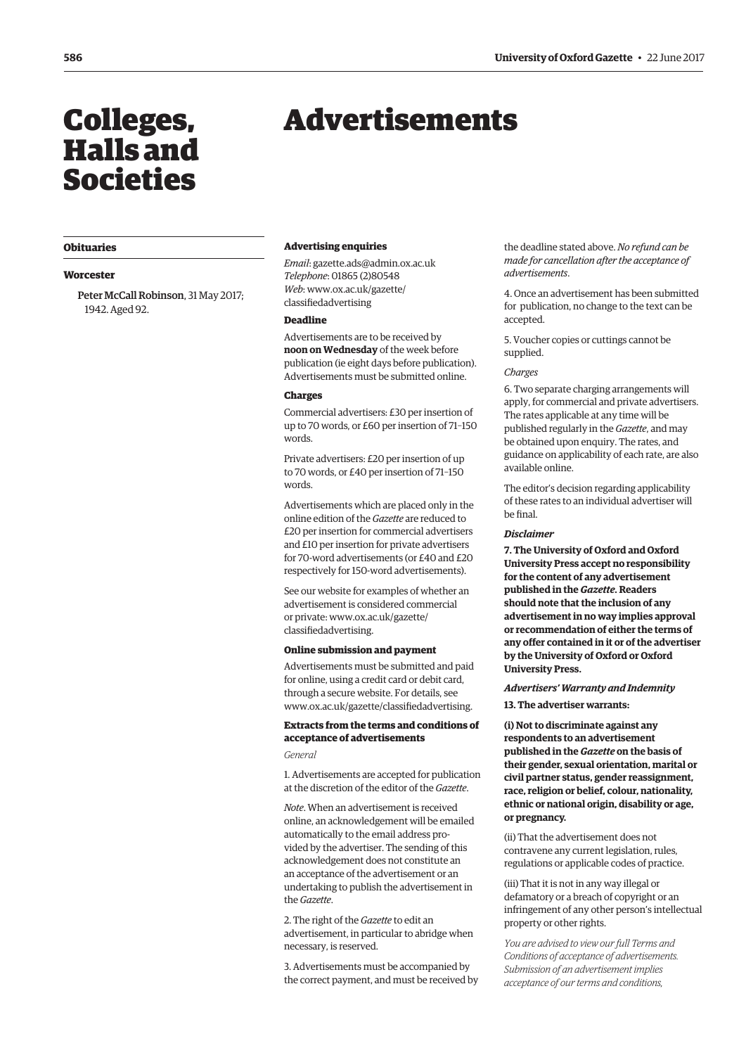# Colleges, Halls and Societies

## Obituaries

### Worcester

Peter McCall Robinson, 31 May 2017; 1942. Aged 92.

# Advertisements

### Advertising enquiries

*Email*: gazette.ads@admin.ox.ac.uk
*Telephone*: 01865 (2)80548
*Web*: www.ox.ac.uk/gazette/classifiedadvertising

### Deadline

Advertisements are to be received by **noon on Wednesday** of the week before publication (ie eight days before publication). Advertisements must be submitted online.

### Charges

Commercial advertisers: £30 per insertion of up to 70 words, or £60 per insertion of 71–150 words.

Private advertisers: £20 per insertion of up to 70 words, or £40 per insertion of 71–150 words.

Advertisements which are placed only in the online edition of the *Gazette* are reduced to £20 per insertion for commercial advertisers and £10 per insertion for private advertisers for 70-word advertisements (or £40 and £20 respectively for 150-word advertisements).

See our website for examples of whether an advertisement is considered commercial or private: www.ox.ac.uk/gazette/classifiedadvertising.

### Online submission and payment

Advertisements must be submitted and paid for online, using a credit card or debit card, through a secure website. For details, see www.ox.ac.uk/gazette/classifiedadvertising.

### Extracts from the terms and conditions of acceptance of advertisements

*General*

1. Advertisements are accepted for publication at the discretion of the editor of the *Gazette*.

*Note*. When an advertisement is received online, an acknowledgement will be emailed automatically to the email address provided by the advertiser. The sending of this acknowledgement does not constitute an an acceptance of the advertisement or an undertaking to publish the advertisement in the *Gazette*.

2. The right of the *Gazette* to edit an advertisement, in particular to abridge when necessary, is reserved.

3. Advertisements must be accompanied by the correct payment, and must be received by the deadline stated above. *No refund can be made for cancellation after the acceptance of advertisements*.

4. Once an advertisement has been submitted for publication, no change to the text can be accepted.

5. Voucher copies or cuttings cannot be supplied.

*Charges*

6. Two separate charging arrangements will apply, for commercial and private advertisers. The rates applicable at any time will be published regularly in the *Gazette*, and may be obtained upon enquiry. The rates, and guidance on applicability of each rate, are also available online.

The editor's decision regarding applicability of these rates to an individual advertiser will be final.

***Disclaimer***

**7. The University of Oxford and Oxford University Press accept no responsibility for the content of any advertisement published in the *Gazette*. Readers should note that the inclusion of any advertisement in no way implies approval or recommendation of either the terms of any offer contained in it or of the advertiser by the University of Oxford or Oxford University Press.**

***Advertisers' Warranty and Indemnity***

**13. The advertiser warrants:**

**(i) Not to discriminate against any respondents to an advertisement published in the *Gazette* on the basis of their gender, sexual orientation, marital or civil partner status, gender reassignment, race, religion or belief, colour, nationality, ethnic or national origin, disability or age, or pregnancy.**

(ii) That the advertisement does not contravene any current legislation, rules, regulations or applicable codes of practice.

(iii) That it is not in any way illegal or defamatory or a breach of copyright or an infringement of any other person's intellectual property or other rights.

*You are advised to view our full Terms and Conditions of acceptance of advertisements. Submission of an advertisement implies acceptance of our terms and conditions,*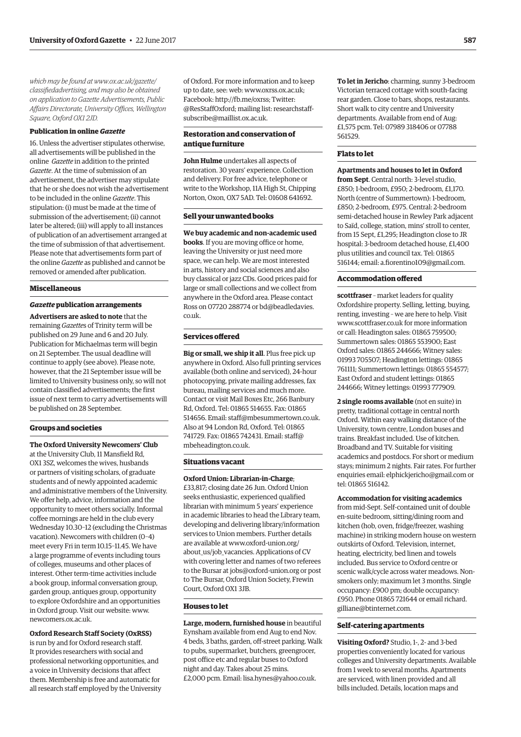*which may be found at www.ox.ac.uk/gazette/classifiedadvertising, and may also be obtained on application to Gazette Advertisements, Public Affairs Directorate, University Offices, Wellington Square, Oxford OX1 2JD.*

#### Publication in online *Gazette*

16. Unless the advertiser stipulates otherwise, all advertisements will be published in the online *Gazette* in addition to the printed *Gazette*. At the time of submission of an advertisement, the advertiser may stipulate that he or she does not wish the advertisement to be included in the online *Gazette*. This stipulation: (i) must be made at the time of submission of the advertisement; (ii) cannot later be altered; (iii) will apply to all instances of publication of an advertisement arranged at the time of submission of that advertisement. Please note that advertisements form part of the online *Gazette* as published and cannot be removed or amended after publication.

### Miscellaneous

#### *Gazette* publication arrangements

**Advertisers are asked to note** that the remaining *Gazette*s of Trinity term will be published on 29 June and 6 and 20 July. Publication for Michaelmas term will begin on 21 September. The usual deadline will continue to apply (see above). Please note, however, that the 21 September issue will be limited to University business only, so will not contain classified advertisements; the first issue of next term to carry advertisements will be published on 28 September.

### Groups and societies

**The Oxford University Newcomers' Club** at the University Club, 11 Mansfield Rd, OX1 3SZ, welcomes the wives, husbands or partners of visiting scholars, of graduate students and of newly appointed academic and administrative members of the University. We offer help, advice, information and the opportunity to meet others socially. Informal coffee mornings are held in the club every Wednesday 10.30–12 (excluding the Christmas vacation). Newcomers with children (0–4) meet every Fri in term 10.15–11.45. We have a large programme of events including tours of colleges, museums and other places of interest. Other term-time activities include a book group, informal conversation group, garden group, antiques group, opportunity to explore Oxfordshire and an opportunities in Oxford group. Visit our website: www.newcomers.ox.ac.uk.

**Oxford Research Staff Society (OxRSS)** is run by and for Oxford research staff. It provides researchers with social and professional networking opportunities, and a voice in University decisions that affect them. Membership is free and automatic for all research staff employed by the University of Oxford. For more information and to keep up to date, see: web: www.oxrss.ox.ac.uk; Facebook: http://fb.me/oxrss; Twitter: @ResStaffOxford; mailing list: researchstaff-subscribe@maillist.ox.ac.uk.

### Restoration and conservation of antique furniture

**John Hulme** undertakes all aspects of restoration. 30 years' experience. Collection and delivery. For free advice, telephone or write to the Workshop, 11A High St, Chipping Norton, Oxon, OX7 5AD. Tel: 01608 641692.

### Sell your unwanted books

**We buy academic and non-academic used books**. If you are moving office or home, leaving the University or just need more space, we can help. We are most interested in arts, history and social sciences and also buy classical or jazz CDs. Good prices paid for large or small collections and we collect from anywhere in the Oxford area. Please contact Ross on 07720 288774 or bd@beadledavies.co.uk.

### Services offered

**Big or small, we ship it all**. Plus free pick up anywhere in Oxford. Also full printing services available (both online and serviced), 24-hour photocopying, private mailing addresses, fax bureau, mailing services and much more. Contact or visit Mail Boxes Etc, 266 Banbury Rd, Oxford. Tel: 01865 514655. Fax: 01865 514656. Email: staff@mbesummertown.co.uk. Also at 94 London Rd, Oxford. Tel: 01865 741729. Fax: 01865 742431. Email: staff@mbeheadington.co.uk.

### Situations vacant

**Oxford Union: Librarian-in-Charge**; £33,817; closing date 26 Jun. Oxford Union seeks enthusiastic, experienced qualified librarian with minimum 5 years' experience in academic libraries to head the Library team, developing and delivering library/information services to Union members. Further details are available at www.oxford-union.org/about_us/job_vacancies. Applications of CV with covering letter and names of two referees to the Bursar at jobs@oxford-union.org or post to The Bursar, Oxford Union Society, Frewin Court, Oxford OX1 3JB.

### Houses to let

**Large, modern, furnished house** in beautiful Eynsham available from end Aug to end Nov. 4 beds, 3 baths, garden, off-street parking. Walk to pubs, supermarket, butchers, greengrocer, post office etc and regular buses to Oxford night and day. Takes about 25 mins. £2,000 pcm. Email: lisa.hynes@yahoo.co.uk.

**To let in Jericho**: charming, sunny 3-bedroom Victorian terraced cottage with south-facing rear garden. Close to bars, shops, restaurants. Short walk to city centre and University departments. Available from end of Aug: £1,575 pcm. Tel: 07989 318406 or 07788 561529.

### Flats to let

**Apartments and houses to let in Oxford from Sept**. Central north: 3-level studio, £850; 1-bedroom, £950; 2-bedroom, £1,170. North (centre of Summertown): 1-bedroom, £850; 2-bedroom, £975. Central: 2-bedroom semi-detached house in Rewley Park adjacent to Saïd, college, station, mins' stroll to center, from 15 Sept, £1,295; Headington close to JR hospital: 3-bedroom detached house, £1,400 plus utilities and council tax. Tel: 01865 516144; email: a.fiorentino109@gmail.com.

### Accommodation offered

**scottfraser** – market leaders for quality Oxfordshire property. Selling, letting, buying, renting, investing – we are here to help. Visit www.scottfraser.co.uk for more information or call: Headington sales: 01865 759500; Summertown sales: 01865 553900; East Oxford sales: 01865 244666; Witney sales: 01993 705507; Headington lettings: 01865 761111; Summertown lettings: 01865 554577; East Oxford and student lettings: 01865 244666; Witney lettings: 01993 777909.

**2 single rooms available** (not en suite) in pretty, traditional cottage in central north Oxford. Within easy walking distance of the University, town centre, London buses and trains. Breakfast included. Use of kitchen. Broadband and TV. Suitable for visiting academics and postdocs. For short or medium stays; minimum 2 nights. Fair rates. For further enquiries email: elphickjericho@gmail.com or tel: 01865 516142.

**Accommodation for visiting academics** from mid-Sept. Self-contained unit of double en-suite bedroom, sitting/dining room and kitchen (hob, oven, fridge/freezer, washing machine) in striking modern house on western outskirts of Oxford. Television, internet, heating, electricity, bed linen and towels included. Bus service to Oxford centre or scenic walk/cycle across water meadows. Non-smokers only; maximum let 3 months. Single occupancy: £900 pm; double occupancy: £950. Phone 01865 721644 or email richard.gilliane@btinternet.com.

### Self-catering apartments

**Visiting Oxford?** Studio, 1-, 2- and 3-bed properties conveniently located for various colleges and University departments. Available from 1 week to several months. Apartments are serviced, with linen provided and all bills included. Details, location maps and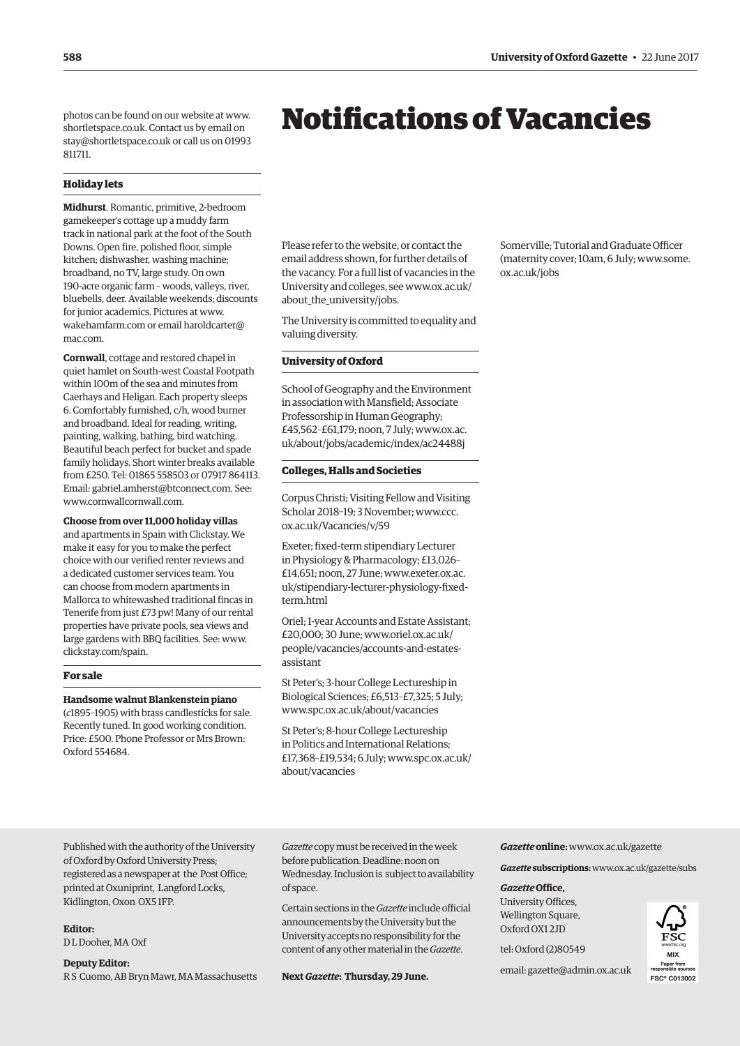photos can be found on our website at www.shortletspace.co.uk. Contact us by email on stay@shortletspace.co.uk or call us on 01993 811711.

### Holiday lets

**Midhurst**. Romantic, primitive, 2-bedroom gamekeeper's cottage up a muddy farm track in national park at the foot of the South Downs. Open fire, polished floor, simple kitchen; dishwasher, washing machine; broadband, no TV, large study. On own 190-acre organic farm – woods, valleys, river, bluebells, deer. Available weekends; discounts for junior academics. Pictures at www.wakehamfarm.com or email haroldcarter@mac.com.

**Cornwall**, cottage and restored chapel in quiet hamlet on South-west Coastal Footpath within 100m of the sea and minutes from Caerhays and Heligan. Each property sleeps 6. Comfortably furnished, c/h, wood burner and broadband. Ideal for reading, writing, painting, walking, bathing, bird watching. Beautiful beach perfect for bucket and spade family holidays. Short winter breaks available from £250. Tel: 01865 558503 or 07917 864113. Email: gabriel.amherst@btconnect.com. See: www.cornwallcornwall.com.

**Choose from over 11,000 holiday villas** and apartments in Spain with Clickstay. We make it easy for you to make the perfect choice with our verified renter reviews and a dedicated customer services team. You can choose from modern apartments in Mallorca to whitewashed traditional fincas in Tenerife from just £73 pw! Many of our rental properties have private pools, sea views and large gardens with BBQ facilities. See: www.clickstay.com/spain.

### For sale

**Handsome walnut Blankenstein piano** (*c*1895–1905) with brass candlesticks for sale. Recently tuned. In good working condition. Price: £500. Phone Professor or Mrs Brown: Oxford 554684.

# Notifications of Vacancies

Please refer to the website, or contact the email address shown, for further details of the vacancy. For a full list of vacancies in the University and colleges, see www.ox.ac.uk/about_the_university/jobs.

The University is committed to equality and valuing diversity.

### University of Oxford

School of Geography and the Environment in association with Mansfield; Associate Professorship in Human Geography; £45,562–£61,179; noon, 7 July; www.ox.ac.uk/about/jobs/academic/index/ac24488j

### Colleges, Halls and Societies

Corpus Christi; Visiting Fellow and Visiting Scholar 2018–19; 3 November; www.ccc.ox.ac.uk/Vacancies/v/59

Exeter; fixed-term stipendiary Lecturer in Physiology & Pharmacology; £13,026–£14,651; noon, 27 June; www.exeter.ox.ac.uk/stipendiary-lecturer-physiology-fixed-term.html

Oriel; 1-year Accounts and Estate Assistant; £20,000; 30 June; www.oriel.ox.ac.uk/people/vacancies/accounts-and-estates-assistant

St Peter's; 3-hour College Lectureship in Biological Sciences; £6,513–£7,325; 5 July; www.spc.ox.ac.uk/about/vacancies

St Peter's; 8-hour College Lectureship in Politics and International Relations; £17,368–£19,534; 6 July; www.spc.ox.ac.uk/about/vacancies

Somerville; Tutorial and Graduate Officer (maternity cover; 10am, 6 July; www.some.ox.ac.uk/jobs

---

Published with the authority of the University of Oxford by Oxford University Press; registered as a newspaper at the Post Office; printed at Oxuniprint, Langford Locks, Kidlington, Oxon OX5 1FP.

**Editor:**
D L Dooher, MA Oxf

**Deputy Editor:**
R S Cuomo, AB Bryn Mawr, MA Massachusetts

*Gazette* copy must be received in the week before publication. Deadline: noon on Wednesday. Inclusion is subject to availability of space.

Certain sections in the *Gazette* include official announcements by the University but the University accepts no responsibility for the content of any other material in the *Gazette*.

**Next *Gazette*: Thursday, 29 June.**

***Gazette* online:** www.ox.ac.uk/gazette

***Gazette* subscriptions:** www.ox.ac.uk/gazette/subs

***Gazette* Office,**
University Offices,
Wellington Square,
Oxford OX1 2JD

tel: Oxford (2)80549

email: gazette@admin.ox.ac.uk

FSC MIX Paper from responsible sources FSC® C013002